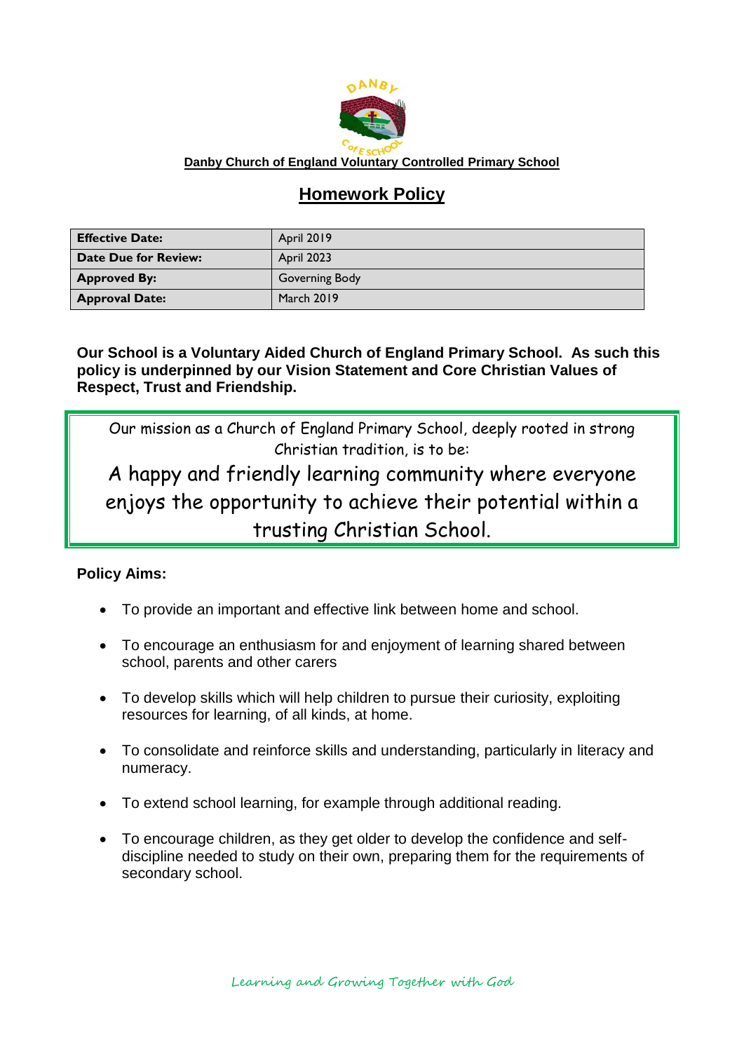**Danby Church of England Voluntary Controlled Primary School**

# Homework Policy

| **Effective Date:** | April 2019 |
| --- | --- |
| **Date Due for Review:** | April 2023 |
| **Approved By:** | Governing Body |
| **Approval Date:** | March 2019 |

**Our School is a Voluntary Aided Church of England Primary School. As such this policy is underpinned by our Vision Statement and Core Christian Values of Respect, Trust and Friendship.**

Our mission as a Church of England Primary School, deeply rooted in strong Christian tradition, is to be:

A happy and friendly learning community where everyone enjoys the opportunity to achieve their potential within a trusting Christian School.

**Policy Aims:**

- To provide an important and effective link between home and school.
- To encourage an enthusiasm for and enjoyment of learning shared between school, parents and other carers
- To develop skills which will help children to pursue their curiosity, exploiting resources for learning, of all kinds, at home.
- To consolidate and reinforce skills and understanding, particularly in literacy and numeracy.
- To extend school learning, for example through additional reading.
- To encourage children, as they get older to develop the confidence and self-discipline needed to study on their own, preparing them for the requirements of secondary school.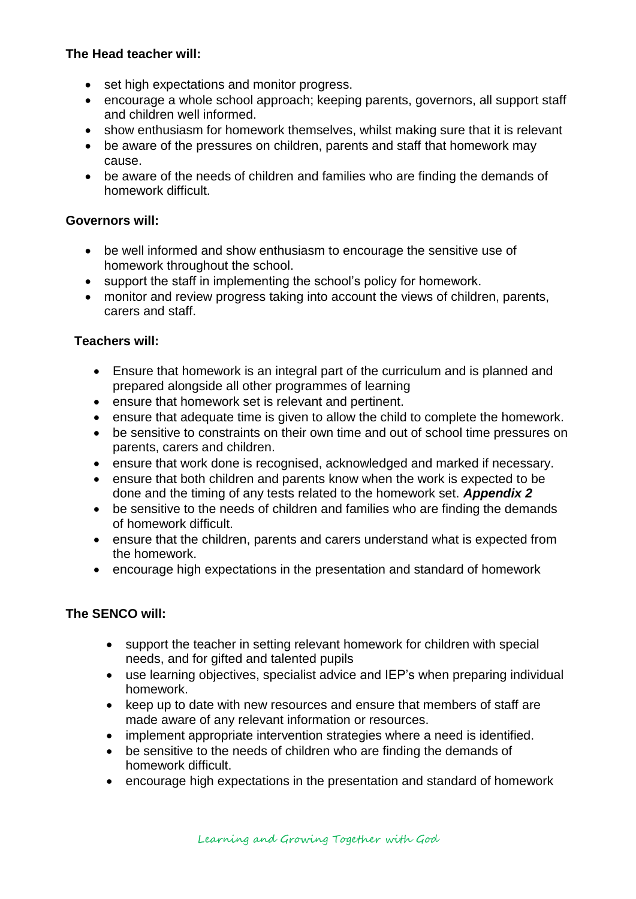**The Head teacher will:**

- set high expectations and monitor progress.
- encourage a whole school approach; keeping parents, governors, all support staff and children well informed.
- show enthusiasm for homework themselves, whilst making sure that it is relevant
- be aware of the pressures on children, parents and staff that homework may cause.
- be aware of the needs of children and families who are finding the demands of homework difficult.

**Governors will:**

- be well informed and show enthusiasm to encourage the sensitive use of homework throughout the school.
- support the staff in implementing the school's policy for homework.
- monitor and review progress taking into account the views of children, parents, carers and staff.

**Teachers will:**

- Ensure that homework is an integral part of the curriculum and is planned and prepared alongside all other programmes of learning
- ensure that homework set is relevant and pertinent.
- ensure that adequate time is given to allow the child to complete the homework.
- be sensitive to constraints on their own time and out of school time pressures on parents, carers and children.
- ensure that work done is recognised, acknowledged and marked if necessary.
- ensure that both children and parents know when the work is expected to be done and the timing of any tests related to the homework set. ***Appendix 2***
- be sensitive to the needs of children and families who are finding the demands of homework difficult.
- ensure that the children, parents and carers understand what is expected from the homework.
- encourage high expectations in the presentation and standard of homework

**The SENCO will:**

- support the teacher in setting relevant homework for children with special needs, and for gifted and talented pupils
- use learning objectives, specialist advice and IEP's when preparing individual homework.
- keep up to date with new resources and ensure that members of staff are made aware of any relevant information or resources.
- implement appropriate intervention strategies where a need is identified.
- be sensitive to the needs of children who are finding the demands of homework difficult.
- encourage high expectations in the presentation and standard of homework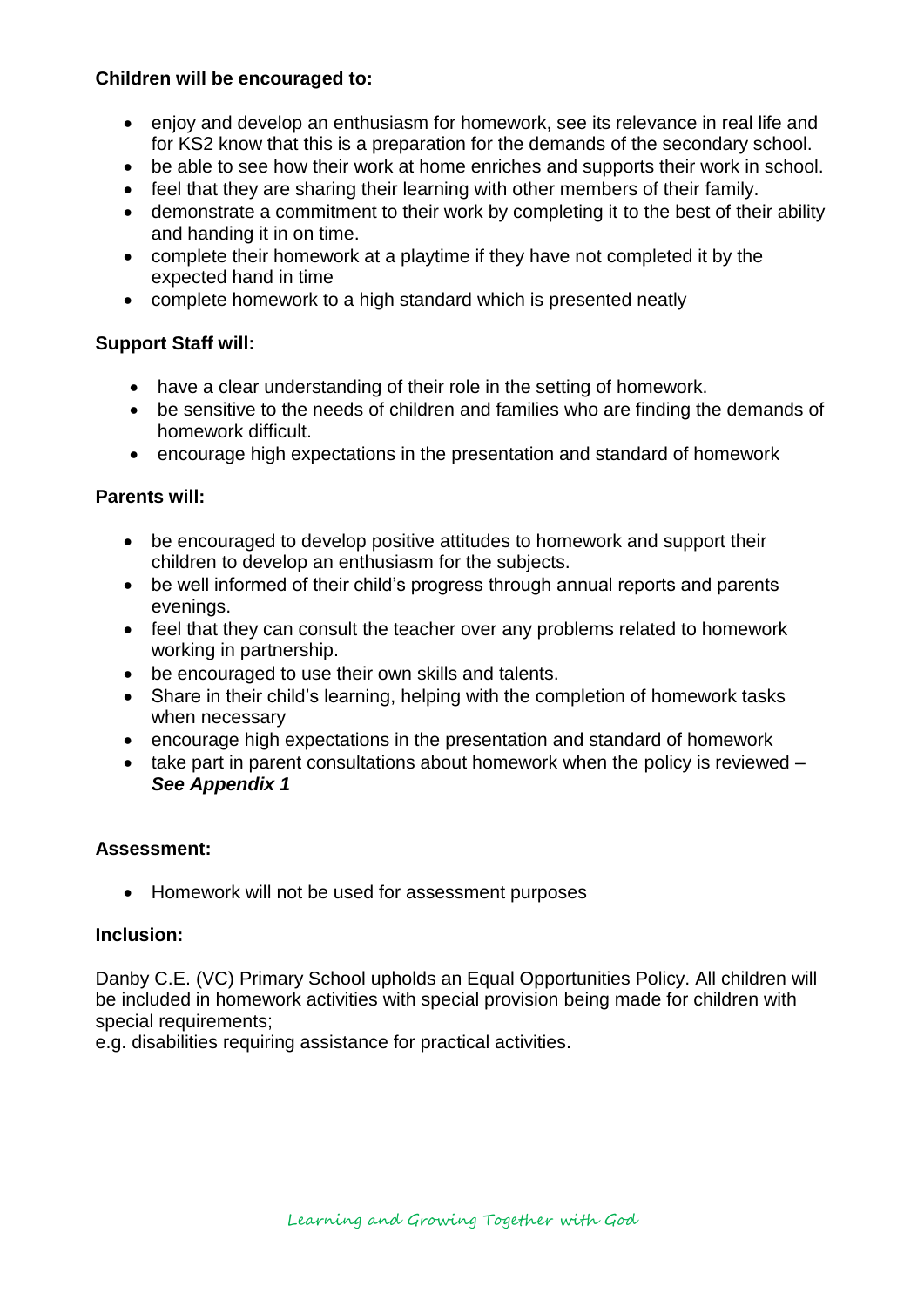**Children will be encouraged to:**

- enjoy and develop an enthusiasm for homework, see its relevance in real life and for KS2 know that this is a preparation for the demands of the secondary school.
- be able to see how their work at home enriches and supports their work in school.
- feel that they are sharing their learning with other members of their family.
- demonstrate a commitment to their work by completing it to the best of their ability and handing it in on time.
- complete their homework at a playtime if they have not completed it by the expected hand in time
- complete homework to a high standard which is presented neatly

**Support Staff will:**

- have a clear understanding of their role in the setting of homework.
- be sensitive to the needs of children and families who are finding the demands of homework difficult.
- encourage high expectations in the presentation and standard of homework

**Parents will:**

- be encouraged to develop positive attitudes to homework and support their children to develop an enthusiasm for the subjects.
- be well informed of their child's progress through annual reports and parents evenings.
- feel that they can consult the teacher over any problems related to homework working in partnership.
- be encouraged to use their own skills and talents.
- Share in their child's learning, helping with the completion of homework tasks when necessary
- encourage high expectations in the presentation and standard of homework
- take part in parent consultations about homework when the policy is reviewed – ***See Appendix 1***

**Assessment:**

- Homework will not be used for assessment purposes

**Inclusion:**

Danby C.E. (VC) Primary School upholds an Equal Opportunities Policy. All children will be included in homework activities with special provision being made for children with special requirements;
e.g. disabilities requiring assistance for practical activities.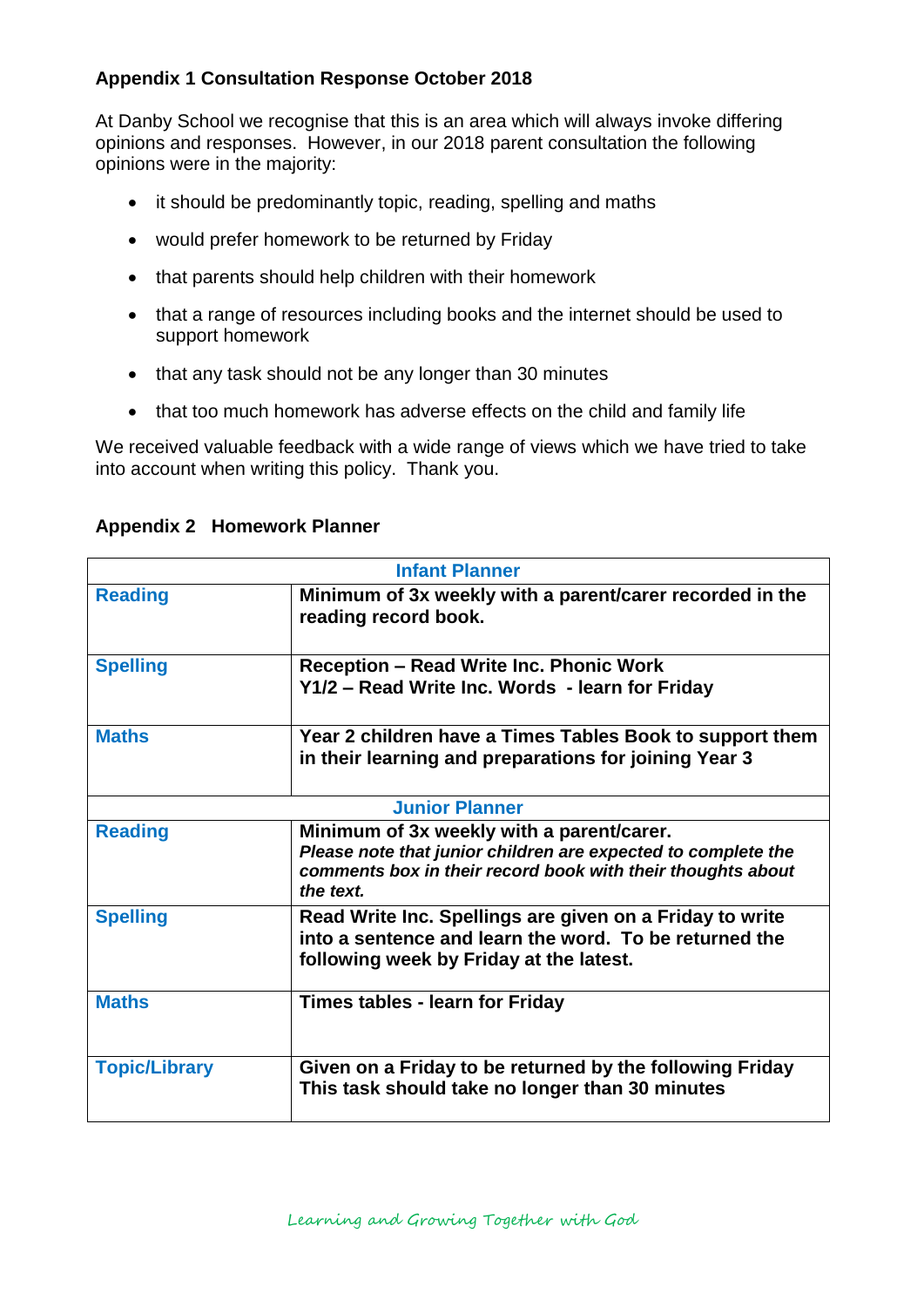**Appendix 1 Consultation Response October 2018**

At Danby School we recognise that this is an area which will always invoke differing opinions and responses. However, in our 2018 parent consultation the following opinions were in the majority:

- it should be predominantly topic, reading, spelling and maths
- would prefer homework to be returned by Friday
- that parents should help children with their homework
- that a range of resources including books and the internet should be used to support homework
- that any task should not be any longer than 30 minutes
- that too much homework has adverse effects on the child and family life

We received valuable feedback with a wide range of views which we have tried to take into account when writing this policy. Thank you.

**Appendix 2 Homework Planner**

| Infant Planner | |
|---|---|
| **Reading** | **Minimum of 3x weekly with a parent/carer recorded in the reading record book.** |
| **Spelling** | **Reception – Read Write Inc. Phonic Work**<br>**Y1/2 – Read Write Inc. Words - learn for Friday** |
| **Maths** | **Year 2 children have a Times Tables Book to support them in their learning and preparations for joining Year 3** |
| **Junior Planner** | |
| **Reading** | **Minimum of 3x weekly with a parent/carer.**<br>***Please note that junior children are expected to complete the comments box in their record book with their thoughts about the text.*** |
| **Spelling** | **Read Write Inc. Spellings are given on a Friday to write into a sentence and learn the word. To be returned the following week by Friday at the latest.** |
| **Maths** | **Times tables - learn for Friday** |
| **Topic/Library** | **Given on a Friday to be returned by the following Friday**<br>**This task should take no longer than 30 minutes** |